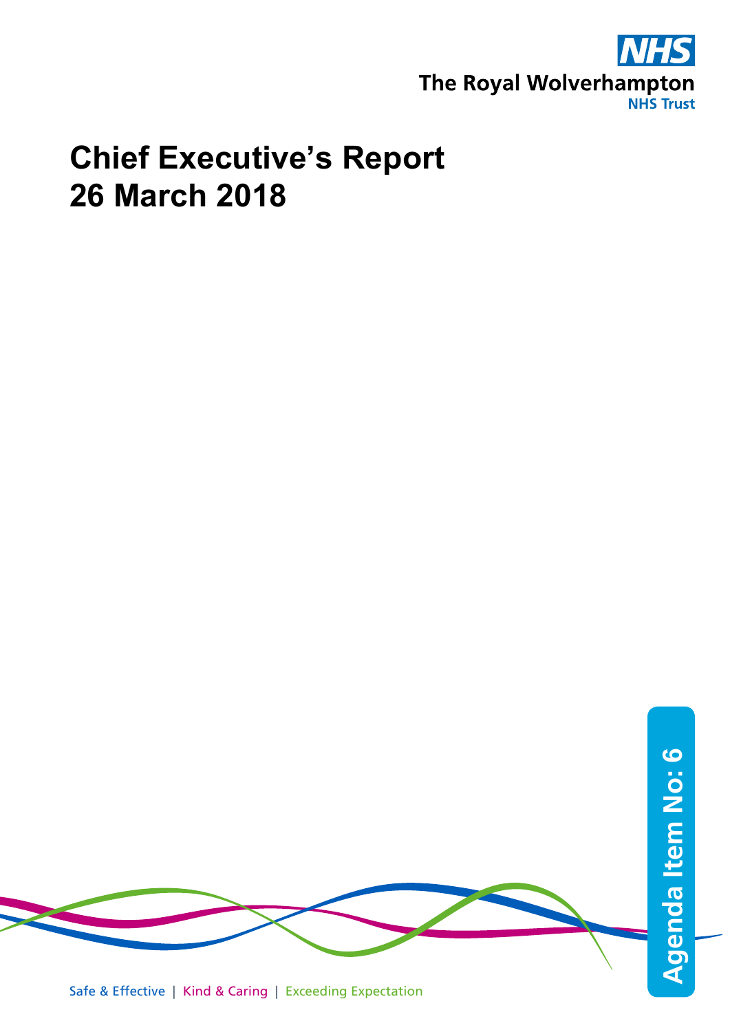The Royal Wolverhampton NHS Trust

# Chief Executive's Report
# 26 March 2018

Agenda Item No: 6

Safe & Effective | Kind & Caring | Exceeding Expectation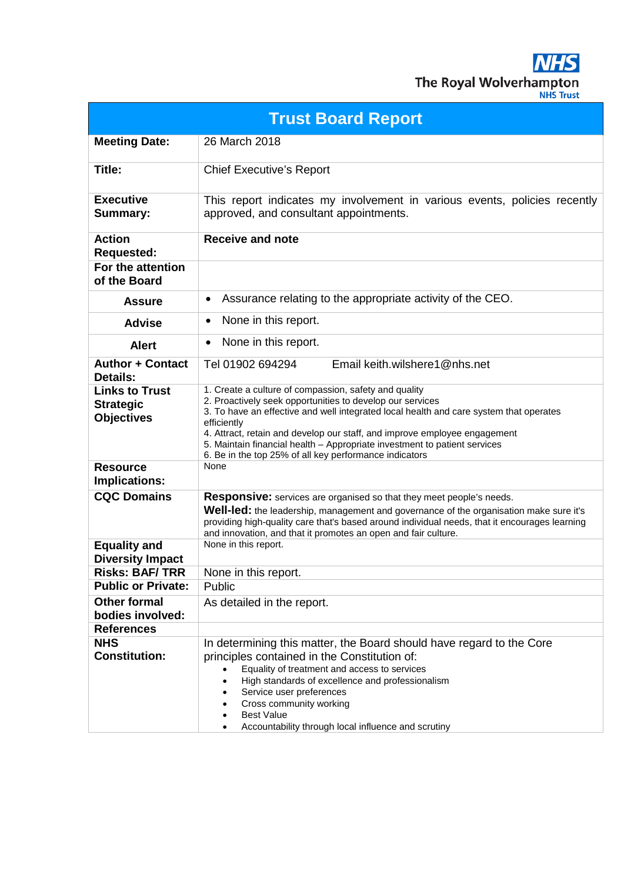NHS
The Royal Wolverhampton
NHS Trust

| Trust Board Report | |
|---|---|
| **Meeting Date:** | 26 March 2018 |
| **Title:** | Chief Executive's Report |
| **Executive Summary:** | This report indicates my involvement in various events, policies recently approved, and consultant appointments. |
| **Action Requested:** | **Receive and note** |
| **For the attention of the Board** | |
| **Assure** | • Assurance relating to the appropriate activity of the CEO. |
| **Advise** | • None in this report. |
| **Alert** | • None in this report. |
| **Author + Contact Details:** | Tel 01902 694294 Email keith.wilshere1@nhs.net |
| **Links to Trust Strategic Objectives** | 1. Create a culture of compassion, safety and quality<br>2. Proactively seek opportunities to develop our services<br>3. To have an effective and well integrated local health and care system that operates efficiently<br>4. Attract, retain and develop our staff, and improve employee engagement<br>5. Maintain financial health – Appropriate investment to patient services<br>6. Be in the top 25% of all key performance indicators |
| **Resource Implications:** | None |
| **CQC Domains** | **Responsive:** services are organised so that they meet people's needs.<br>**Well-led:** the leadership, management and governance of the organisation make sure it's providing high-quality care that's based around individual needs, that it encourages learning and innovation, and that it promotes an open and fair culture. |
| **Equality and Diversity Impact** | None in this report. |
| **Risks: BAF/ TRR** | None in this report. |
| **Public or Private:** | Public |
| **Other formal bodies involved:** | As detailed in the report. |
| **References** | |
| **NHS Constitution:** | In determining this matter, the Board should have regard to the Core principles contained in the Constitution of:<br>• Equality of treatment and access to services<br>• High standards of excellence and professionalism<br>• Service user preferences<br>• Cross community working<br>• Best Value<br>• Accountability through local influence and scrutiny |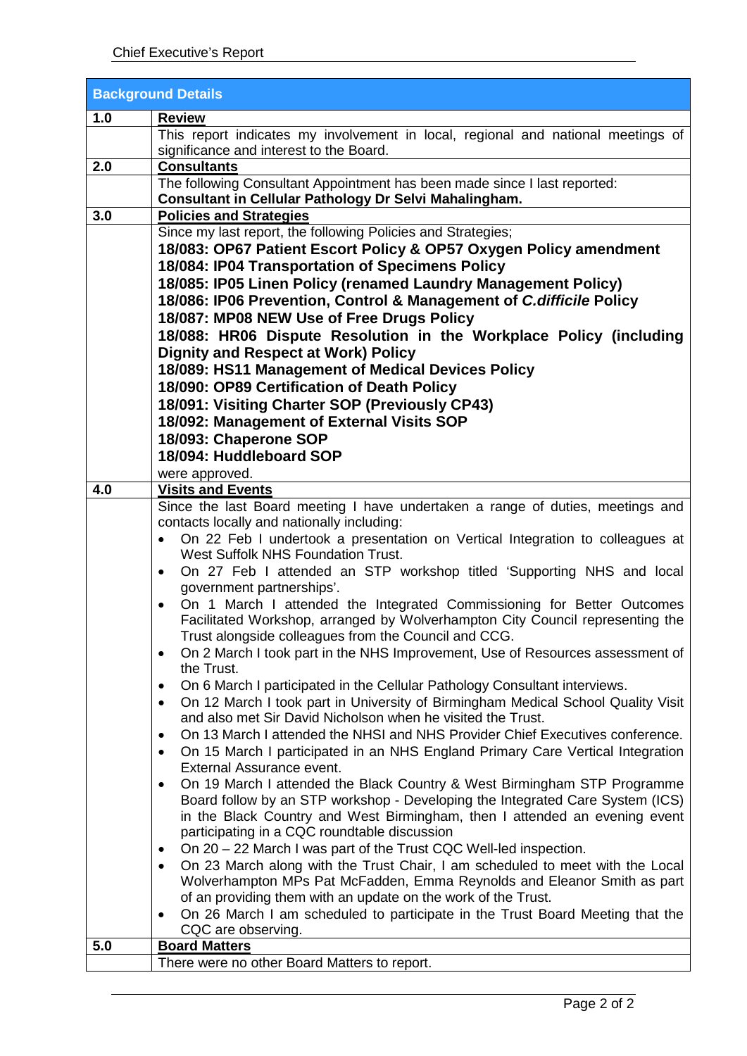| Background Details | |
|---|---|
| 1.0 | **Review** |
| | This report indicates my involvement in local, regional and national meetings of significance and interest to the Board. |
| 2.0 | **Consultants** |
| | The following Consultant Appointment has been made since I last reported:<br>**Consultant in Cellular Pathology Dr Selvi Mahalingham.** |
| 3.0 | **Policies and Strategies** |
| | Since my last report, the following Policies and Strategies;<br>**18/083: OP67 Patient Escort Policy & OP57 Oxygen Policy amendment**<br>**18/084: IP04 Transportation of Specimens Policy**<br>**18/085: IP05 Linen Policy (renamed Laundry Management Policy)**<br>**18/086: IP06 Prevention, Control & Management of *C.difficile* Policy**<br>**18/087: MP08 NEW Use of Free Drugs Policy**<br>**18/088: HR06 Dispute Resolution in the Workplace Policy (including Dignity and Respect at Work) Policy**<br>**18/089: HS11 Management of Medical Devices Policy**<br>**18/090: OP89 Certification of Death Policy**<br>**18/091: Visiting Charter SOP (Previously CP43)**<br>**18/092: Management of External Visits SOP**<br>**18/093: Chaperone SOP**<br>**18/094: Huddleboard SOP**<br>were approved. |
| 4.0 | **Visits and Events** |
| | Since the last Board meeting I have undertaken a range of duties, meetings and contacts locally and nationally including:<br>• On 22 Feb I undertook a presentation on Vertical Integration to colleagues at West Suffolk NHS Foundation Trust.<br>• On 27 Feb I attended an STP workshop titled 'Supporting NHS and local government partnerships'.<br>• On 1 March I attended the Integrated Commissioning for Better Outcomes Facilitated Workshop, arranged by Wolverhampton City Council representing the Trust alongside colleagues from the Council and CCG.<br>• On 2 March I took part in the NHS Improvement, Use of Resources assessment of the Trust.<br>• On 6 March I participated in the Cellular Pathology Consultant interviews.<br>• On 12 March I took part in University of Birmingham Medical School Quality Visit and also met Sir David Nicholson when he visited the Trust.<br>• On 13 March I attended the NHSI and NHS Provider Chief Executives conference.<br>• On 15 March I participated in an NHS England Primary Care Vertical Integration External Assurance event.<br>• On 19 March I attended the Black Country & West Birmingham STP Programme Board follow by an STP workshop - Developing the Integrated Care System (ICS) in the Black Country and West Birmingham, then I attended an evening event participating in a CQC roundtable discussion<br>• On 20 – 22 March I was part of the Trust CQC Well-led inspection.<br>• On 23 March along with the Trust Chair, I am scheduled to meet with the Local Wolverhampton MPs Pat McFadden, Emma Reynolds and Eleanor Smith as part of an providing them with an update on the work of the Trust.<br>• On 26 March I am scheduled to participate in the Trust Board Meeting that the CQC are observing. |
| 5.0 | **Board Matters** |
| | There were no other Board Matters to report. |